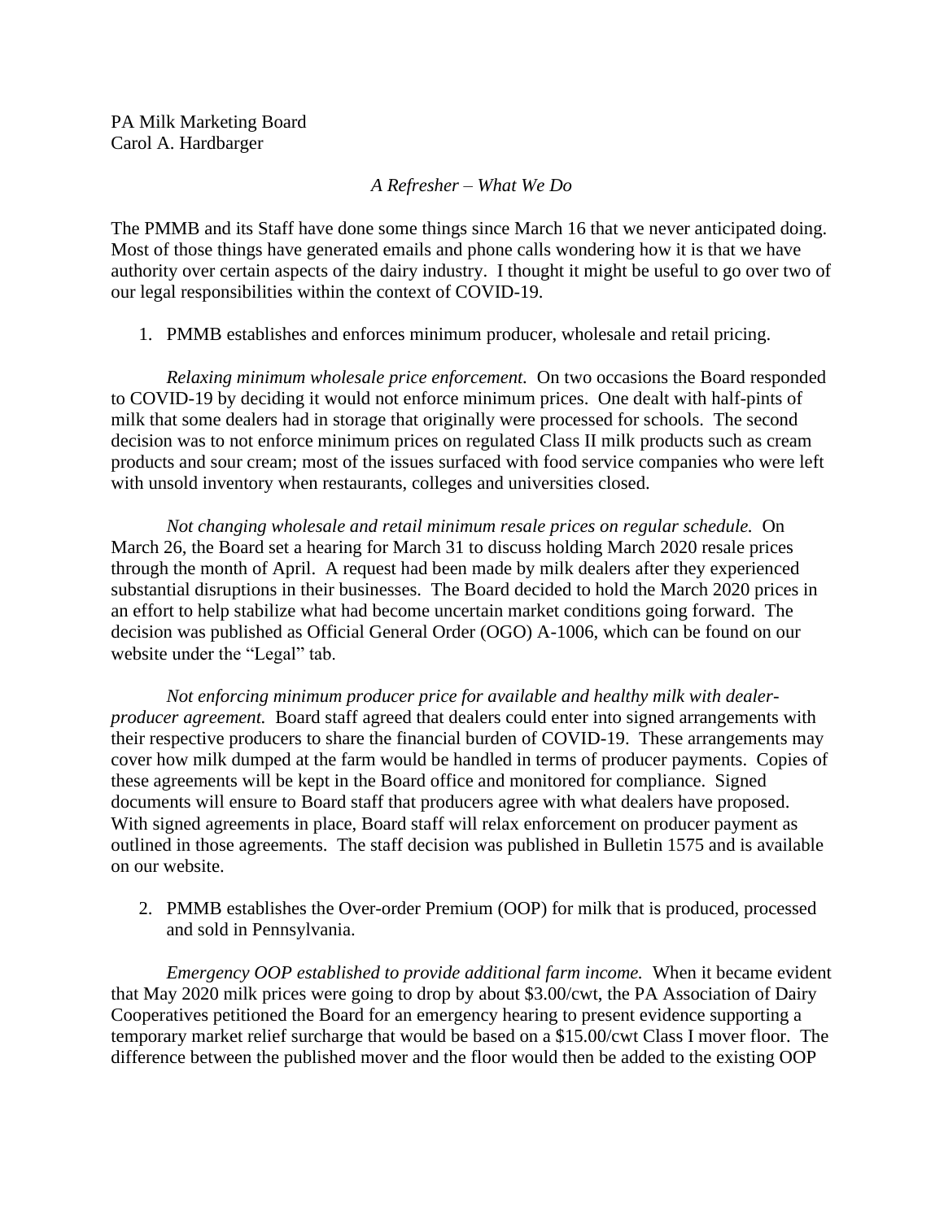PA Milk Marketing Board
Carol A. Hardbarger

*A Refresher – What We Do*

The PMMB and its Staff have done some things since March 16 that we never anticipated doing. Most of those things have generated emails and phone calls wondering how it is that we have authority over certain aspects of the dairy industry. I thought it might be useful to go over two of our legal responsibilities within the context of COVID-19.

1. PMMB establishes and enforces minimum producer, wholesale and retail pricing.

*Relaxing minimum wholesale price enforcement.* On two occasions the Board responded to COVID-19 by deciding it would not enforce minimum prices. One dealt with half-pints of milk that some dealers had in storage that originally were processed for schools. The second decision was to not enforce minimum prices on regulated Class II milk products such as cream products and sour cream; most of the issues surfaced with food service companies who were left with unsold inventory when restaurants, colleges and universities closed.

*Not changing wholesale and retail minimum resale prices on regular schedule.* On March 26, the Board set a hearing for March 31 to discuss holding March 2020 resale prices through the month of April. A request had been made by milk dealers after they experienced substantial disruptions in their businesses. The Board decided to hold the March 2020 prices in an effort to help stabilize what had become uncertain market conditions going forward. The decision was published as Official General Order (OGO) A-1006, which can be found on our website under the "Legal" tab.

*Not enforcing minimum producer price for available and healthy milk with dealer-producer agreement.* Board staff agreed that dealers could enter into signed arrangements with their respective producers to share the financial burden of COVID-19. These arrangements may cover how milk dumped at the farm would be handled in terms of producer payments. Copies of these agreements will be kept in the Board office and monitored for compliance. Signed documents will ensure to Board staff that producers agree with what dealers have proposed. With signed agreements in place, Board staff will relax enforcement on producer payment as outlined in those agreements. The staff decision was published in Bulletin 1575 and is available on our website.

2. PMMB establishes the Over-order Premium (OOP) for milk that is produced, processed and sold in Pennsylvania.

*Emergency OOP established to provide additional farm income.* When it became evident that May 2020 milk prices were going to drop by about $3.00/cwt, the PA Association of Dairy Cooperatives petitioned the Board for an emergency hearing to present evidence supporting a temporary market relief surcharge that would be based on a $15.00/cwt Class I mover floor. The difference between the published mover and the floor would then be added to the existing OOP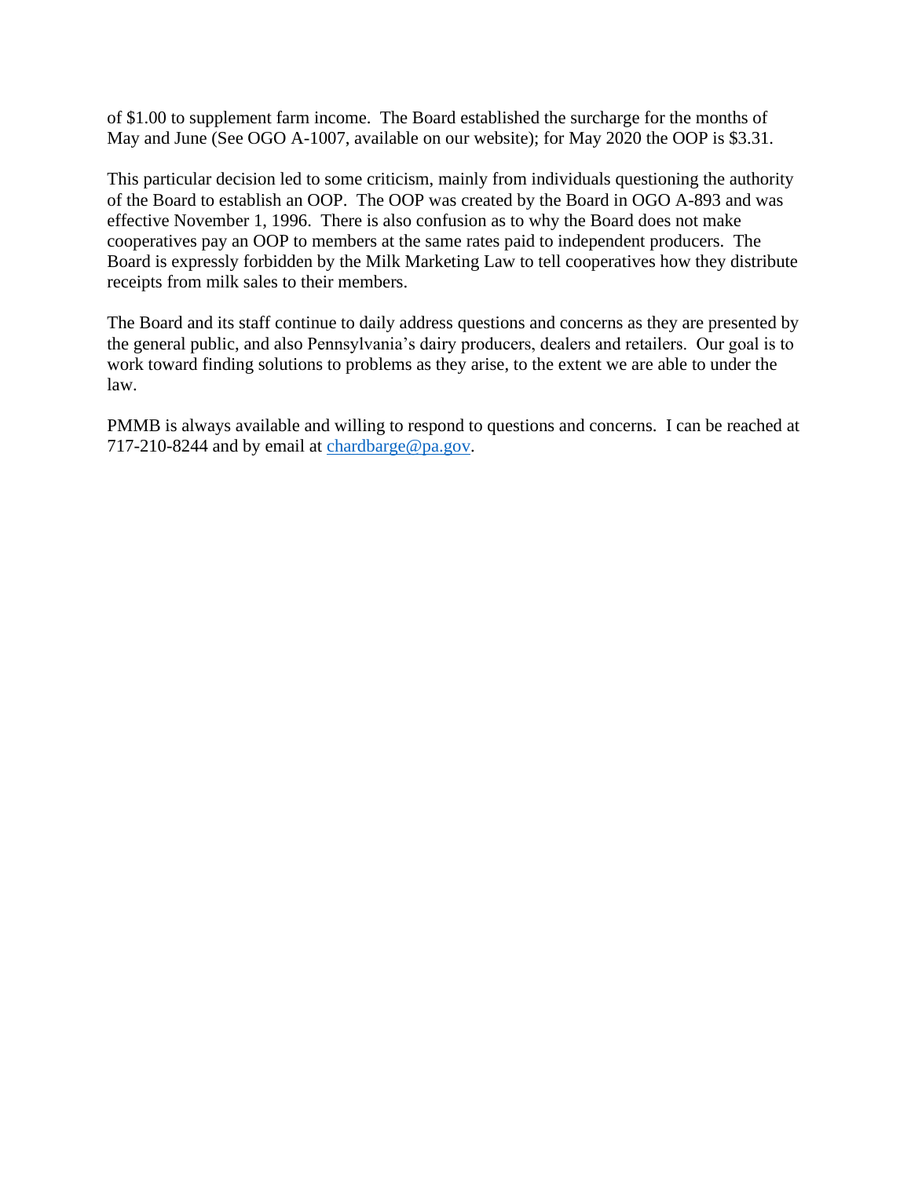of $1.00 to supplement farm income. The Board established the surcharge for the months of May and June (See OGO A-1007, available on our website); for May 2020 the OOP is $3.31.

This particular decision led to some criticism, mainly from individuals questioning the authority of the Board to establish an OOP. The OOP was created by the Board in OGO A-893 and was effective November 1, 1996. There is also confusion as to why the Board does not make cooperatives pay an OOP to members at the same rates paid to independent producers. The Board is expressly forbidden by the Milk Marketing Law to tell cooperatives how they distribute receipts from milk sales to their members.

The Board and its staff continue to daily address questions and concerns as they are presented by the general public, and also Pennsylvania's dairy producers, dealers and retailers. Our goal is to work toward finding solutions to problems as they arise, to the extent we are able to under the law.

PMMB is always available and willing to respond to questions and concerns. I can be reached at 717-210-8244 and by email at chardbarge@pa.gov.